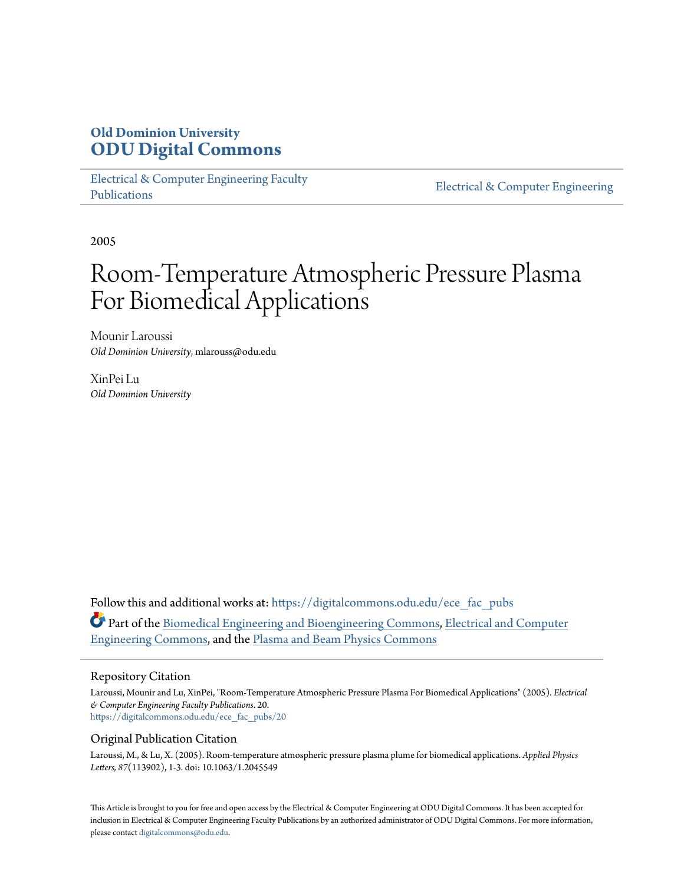Old Dominion University

# ODU Digital Commons

Electrical & Computer Engineering Faculty Publications

Electrical & Computer Engineering

2005

# Room-Temperature Atmospheric Pressure Plasma For Biomedical Applications

Mounir Laroussi
*Old Dominion University*, mlarouss@odu.edu

XinPei Lu
*Old Dominion University*

Follow this and additional works at: https://digitalcommons.odu.edu/ece_fac_pubs

Part of the Biomedical Engineering and Bioengineering Commons, Electrical and Computer Engineering Commons, and the Plasma and Beam Physics Commons

## Repository Citation

Laroussi, Mounir and Lu, XinPei, "Room-Temperature Atmospheric Pressure Plasma For Biomedical Applications" (2005). *Electrical & Computer Engineering Faculty Publications*. 20.
https://digitalcommons.odu.edu/ece_fac_pubs/20

## Original Publication Citation

Laroussi, M., & Lu, X. (2005). Room-temperature atmospheric pressure plasma plume for biomedical applications. *Applied Physics Letters, 87*(113902), 1-3. doi: 10.1063/1.2045549

This Article is brought to you for free and open access by the Electrical & Computer Engineering at ODU Digital Commons. It has been accepted for inclusion in Electrical & Computer Engineering Faculty Publications by an authorized administrator of ODU Digital Commons. For more information, please contact digitalcommons@odu.edu.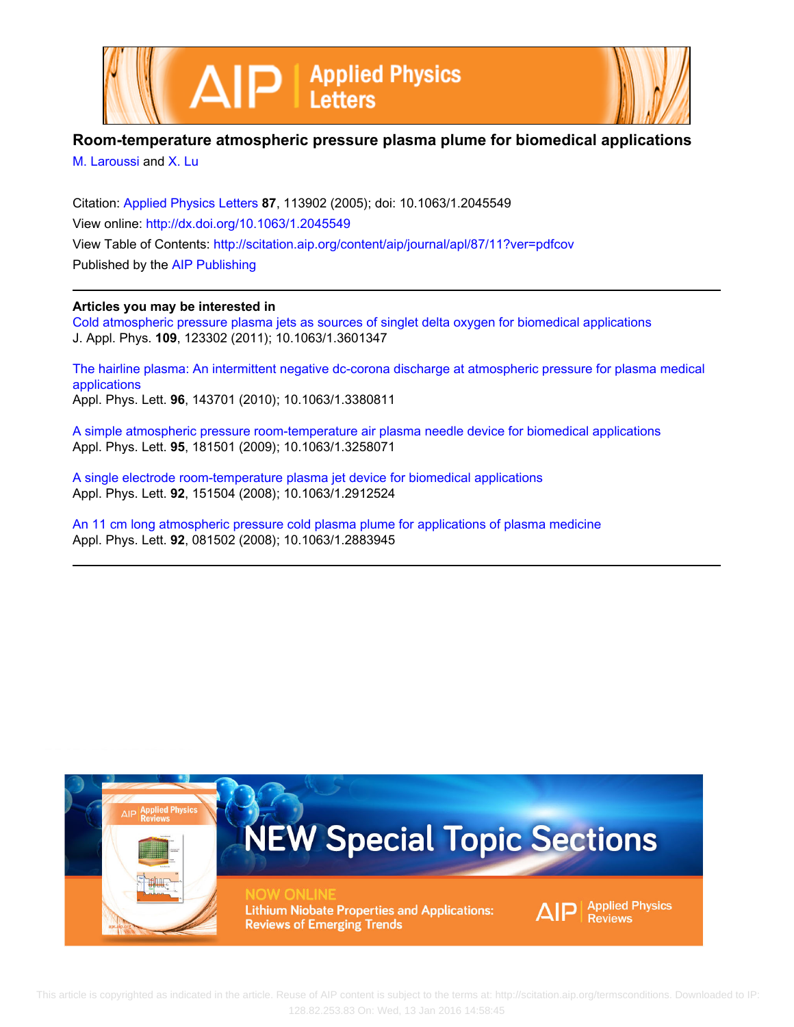# Room-temperature atmospheric pressure plasma plume for biomedical applications

M. Laroussi and X. Lu

Citation: Applied Physics Letters **87**, 113902 (2005); doi: 10.1063/1.2045549

View online: http://dx.doi.org/10.1063/1.2045549

View Table of Contents: http://scitation.aip.org/content/aip/journal/apl/87/11?ver=pdfcov

Published by the AIP Publishing

**Articles you may be interested in**

Cold atmospheric pressure plasma jets as sources of singlet delta oxygen for biomedical applications
J. Appl. Phys. **109**, 123302 (2011); 10.1063/1.3601347

The hairline plasma: An intermittent negative dc-corona discharge at atmospheric pressure for plasma medical applications
Appl. Phys. Lett. **96**, 143701 (2010); 10.1063/1.3380811

A simple atmospheric pressure room-temperature air plasma needle device for biomedical applications
Appl. Phys. Lett. **95**, 181501 (2009); 10.1063/1.3258071

A single electrode room-temperature plasma jet device for biomedical applications
Appl. Phys. Lett. **92**, 151504 (2008); 10.1063/1.2912524

An 11 cm long atmospheric pressure cold plasma plume for applications of plasma medicine
Appl. Phys. Lett. **92**, 081502 (2008); 10.1063/1.2883945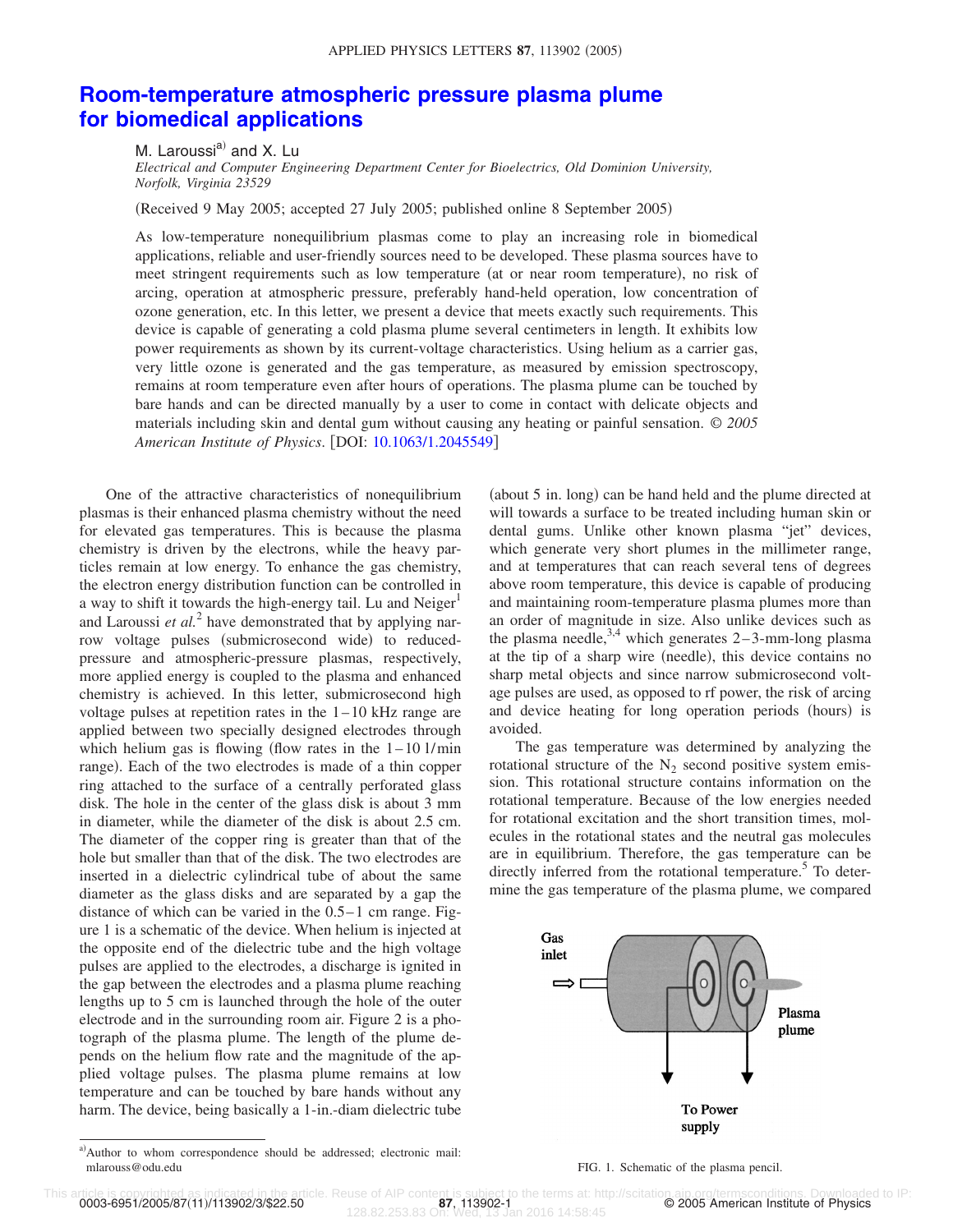# Room-temperature atmospheric pressure plasma plume for biomedical applications

M. Laroussi[a] and X. Lu

*Electrical and Computer Engineering Department Center for Bioelectrics, Old Dominion University, Norfolk, Virginia 23529*

(Received 9 May 2005; accepted 27 July 2005; published online 8 September 2005)

As low-temperature nonequilibrium plasmas come to play an increasing role in biomedical applications, reliable and user-friendly sources need to be developed. These plasma sources have to meet stringent requirements such as low temperature (at or near room temperature), no risk of arcing, operation at atmospheric pressure, preferably hand-held operation, low concentration of ozone generation, etc. In this letter, we present a device that meets exactly such requirements. This device is capable of generating a cold plasma plume several centimeters in length. It exhibits low power requirements as shown by its current-voltage characteristics. Using helium as a carrier gas, very little ozone is generated and the gas temperature, as measured by emission spectroscopy, remains at room temperature even after hours of operations. The plasma plume can be touched by bare hands and can be directed manually by a user to come in contact with delicate objects and materials including skin and dental gum without causing any heating or painful sensation. © *2005 American Institute of Physics*. [DOI: 10.1063/1.2045549]

One of the attractive characteristics of nonequilibrium plasmas is their enhanced plasma chemistry without the need for elevated gas temperatures. This is because the plasma chemistry is driven by the electrons, while the heavy particles remain at low energy. To enhance the gas chemistry, the electron energy distribution function can be controlled in a way to shift it towards the high-energy tail. Lu and Neiger[1] and Laroussi *et al.*[2] have demonstrated that by applying narrow voltage pulses (submicrosecond wide) to reduced-pressure and atmospheric-pressure plasmas, respectively, more applied energy is coupled to the plasma and enhanced chemistry is achieved. In this letter, submicrosecond high voltage pulses at repetition rates in the 1–10 kHz range are applied between two specially designed electrodes through which helium gas is flowing (flow rates in the 1–10 l/min range). Each of the two electrodes is made of a thin copper ring attached to the surface of a centrally perforated glass disk. The hole in the center of the glass disk is about 3 mm in diameter, while the diameter of the disk is about 2.5 cm. The diameter of the copper ring is greater than that of the hole but smaller than that of the disk. The two electrodes are inserted in a dielectric cylindrical tube of about the same diameter as the glass disks and are separated by a gap the distance of which can be varied in the 0.5–1 cm range. Figure 1 is a schematic of the device. When helium is injected at the opposite end of the dielectric tube and the high voltage pulses are applied to the electrodes, a discharge is ignited in the gap between the electrodes and a plasma plume reaching lengths up to 5 cm is launched through the hole of the outer electrode and in the surrounding room air. Figure 2 is a photograph of the plasma plume. The length of the plume depends on the helium flow rate and the magnitude of the applied voltage pulses. The plasma plume remains at low temperature and can be touched by bare hands without any harm. The device, being basically a 1-in.-diam dielectric tube (about 5 in. long) can be hand held and the plume directed at will towards a surface to be treated including human skin or dental gums. Unlike other known plasma "jet" devices, which generate very short plumes in the millimeter range, and at temperatures that can reach several tens of degrees above room temperature, this device is capable of producing and maintaining room-temperature plasma plumes more than an order of magnitude in size. Also unlike devices such as the plasma needle,[3,4] which generates 2–3-mm-long plasma at the tip of a sharp wire (needle), this device contains no sharp metal objects and since narrow submicrosecond voltage pulses are used, as opposed to rf power, the risk of arcing and device heating for long operation periods (hours) is avoided.

The gas temperature was determined by analyzing the rotational structure of the $N_2$ second positive system emission. This rotational structure contains information on the rotational temperature. Because of the low energies needed for rotational excitation and the short transition times, molecules in the rotational states and the neutral gas molecules are in equilibrium. Therefore, the gas temperature can be directly inferred from the rotational temperature.[5] To determine the gas temperature of the plasma plume, we compared

Gas inlet — Plasma plume — To Power supply

FIG. 1. Schematic of the plasma pencil.

[a]Author to whom correspondence should be addressed; electronic mail: mlarouss@odu.edu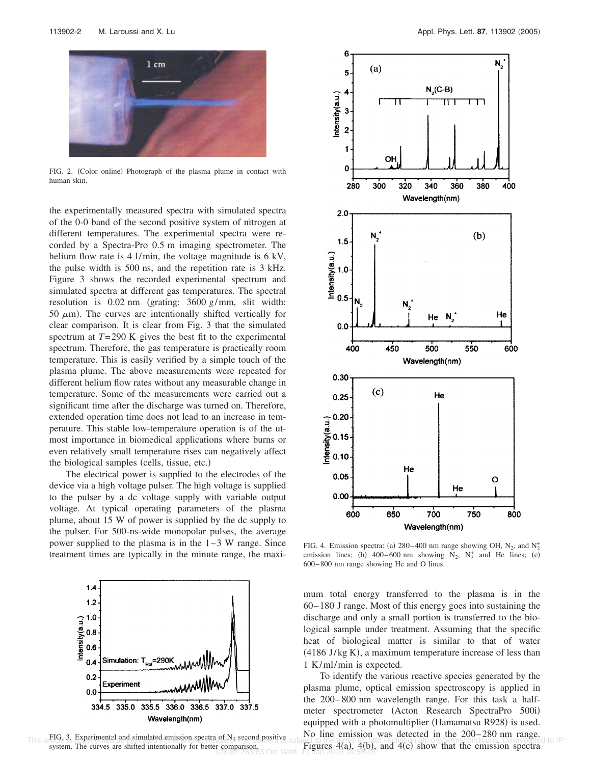FIG. 2. (Color online) Photograph of the plasma plume in contact with human skin.

the experimentally measured spectra with simulated spectra of the 0-0 band of the second positive system of nitrogen at different temperatures. The experimental spectra were recorded by a Spectra-Pro 0.5 m imaging spectrometer. The helium flow rate is 4 l/min, the voltage magnitude is 6 kV, the pulse width is 500 ns, and the repetition rate is 3 kHz. Figure 3 shows the recorded experimental spectrum and simulated spectra at different gas temperatures. The spectral resolution is 0.02 nm (grating: 3600 g/mm, slit width: 50 $\mu$m). The curves are intentionally shifted vertically for clear comparison. It is clear from Fig. 3 that the simulated spectrum at $T=290$ K gives the best fit to the experimental spectrum. Therefore, the gas temperature is practically room temperature. This is easily verified by a simple touch of the plasma plume. The above measurements were repeated for different helium flow rates without any measurable change in temperature. Some of the measurements were carried out a significant time after the discharge was turned on. Therefore, extended operation time does not lead to an increase in temperature. This stable low-temperature operation is of the utmost importance in biomedical applications where burns or even relatively small temperature rises can negatively affect the biological samples (cells, tissue, etc.)

The electrical power is supplied to the electrodes of the device via a high voltage pulser. The high voltage is supplied to the pulser by a dc voltage supply with variable output voltage. At typical operating parameters of the plasma plume, about 15 W of power is supplied by the dc supply to the pulser. For 500-ns-wide monopolar pulses, the average power supplied to the plasma is in the 1–3 W range. Since treatment times are typically in the minute range, the maximum total energy transferred to the plasma is in the 60–180 J range. Most of this energy goes into sustaining the discharge and only a small portion is transferred to the biological sample under treatment. Assuming that the specific heat of biological matter is similar to that of water (4186 J/kg K), a maximum temperature increase of less than 1 K/ml/min is expected.

FIG. 3. Experimental and simulated emission spectra of $N_2$ second positive system. The curves are shifted intentionally for better comparison.

FIG. 4. Emission spectra: (a) 280–400 nm range showing OH, $N_2$, and $N_2^+$ emission lines; (b) 400–600 nm showing $N_2$, $N_2^+$ and He lines; (c) 600–800 nm range showing He and O lines.

To identify the various reactive species generated by the plasma plume, optical emission spectroscopy is applied in the 200–800 nm wavelength range. For this task a half-meter spectrometer (Acton Research SpectraPro 500i) equipped with a photomultiplier (Hamamatsu R928) is used. No line emission was detected in the 200–280 nm range. Figures 4(a), 4(b), and 4(c) show that the emission spectra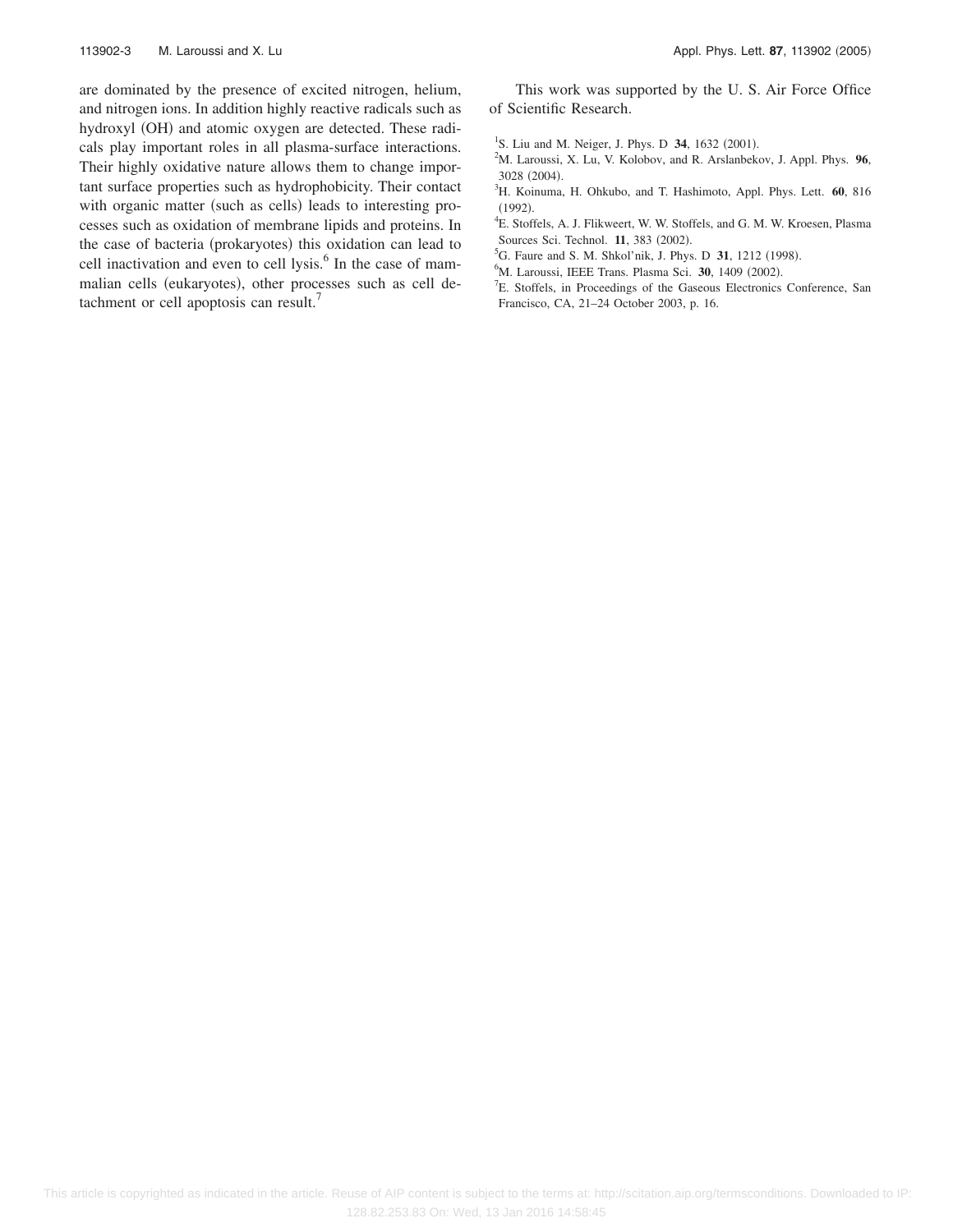are dominated by the presence of excited nitrogen, helium, and nitrogen ions. In addition highly reactive radicals such as hydroxyl (OH) and atomic oxygen are detected. These radicals play important roles in all plasma-surface interactions. Their highly oxidative nature allows them to change important surface properties such as hydrophobicity. Their contact with organic matter (such as cells) leads to interesting processes such as oxidation of membrane lipids and proteins. In the case of bacteria (prokaryotes) this oxidation can lead to cell inactivation and even to cell lysis.[6] In the case of mammalian cells (eukaryotes), other processes such as cell detachment or cell apoptosis can result.[7]

This work was supported by the U. S. Air Force Office of Scientific Research.

[1] S. Liu and M. Neiger, J. Phys. D **34**, 1632 (2001).
[2] M. Laroussi, X. Lu, V. Kolobov, and R. Arslanbekov, J. Appl. Phys. **96**, 3028 (2004).
[3] H. Koinuma, H. Ohkubo, and T. Hashimoto, Appl. Phys. Lett. **60**, 816 (1992).
[4] E. Stoffels, A. J. Flikweert, W. W. Stoffels, and G. M. W. Kroesen, Plasma Sources Sci. Technol. **11**, 383 (2002).
[5] G. Faure and S. M. Shkol'nik, J. Phys. D **31**, 1212 (1998).
[6] M. Laroussi, IEEE Trans. Plasma Sci. **30**, 1409 (2002).
[7] E. Stoffels, in Proceedings of the Gaseous Electronics Conference, San Francisco, CA, 21–24 October 2003, p. 16.